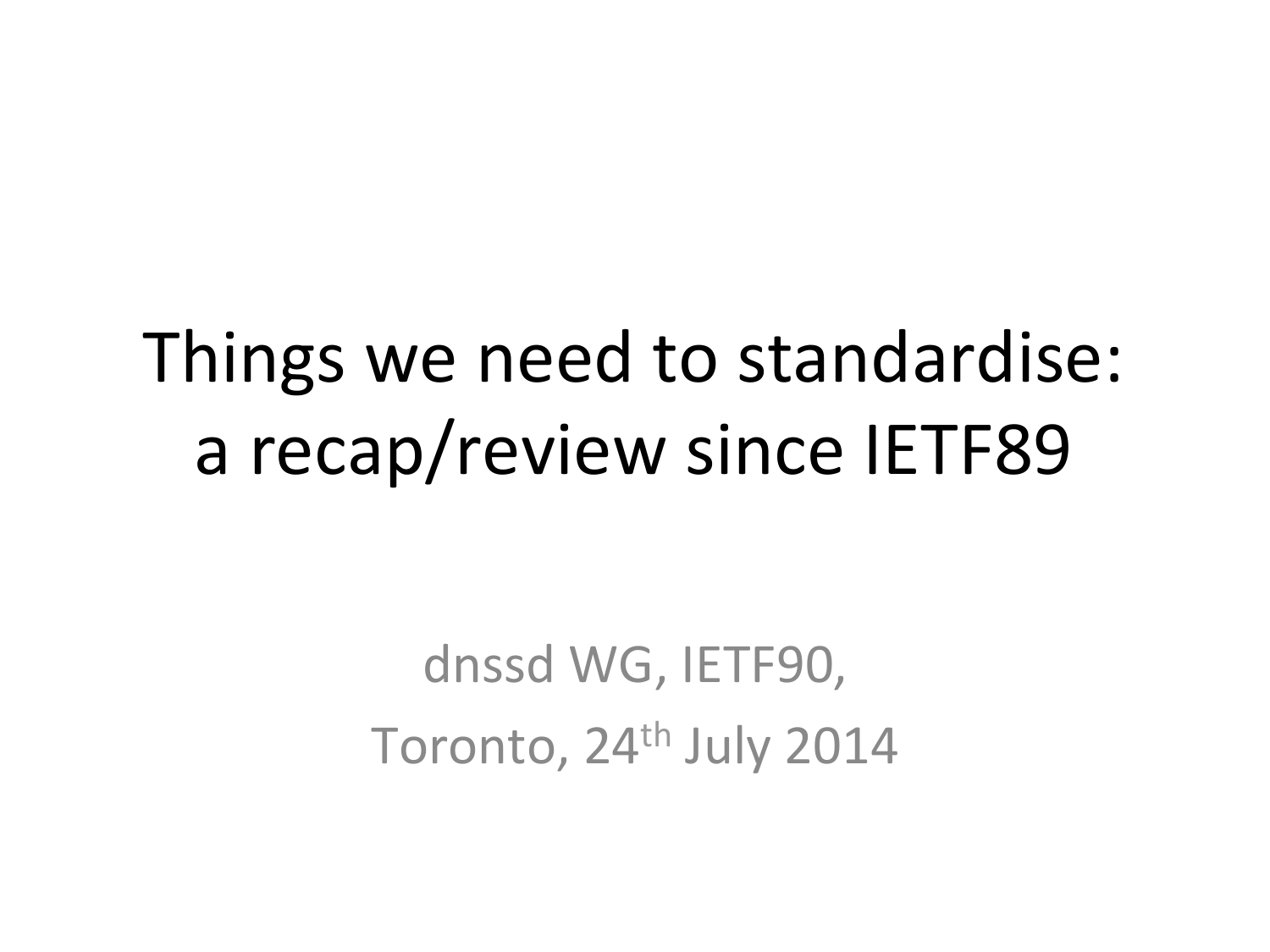# Things we need to standardise: a recap/review since IETF89

dnssd WG, IETF90,

Toronto, 24th July 2014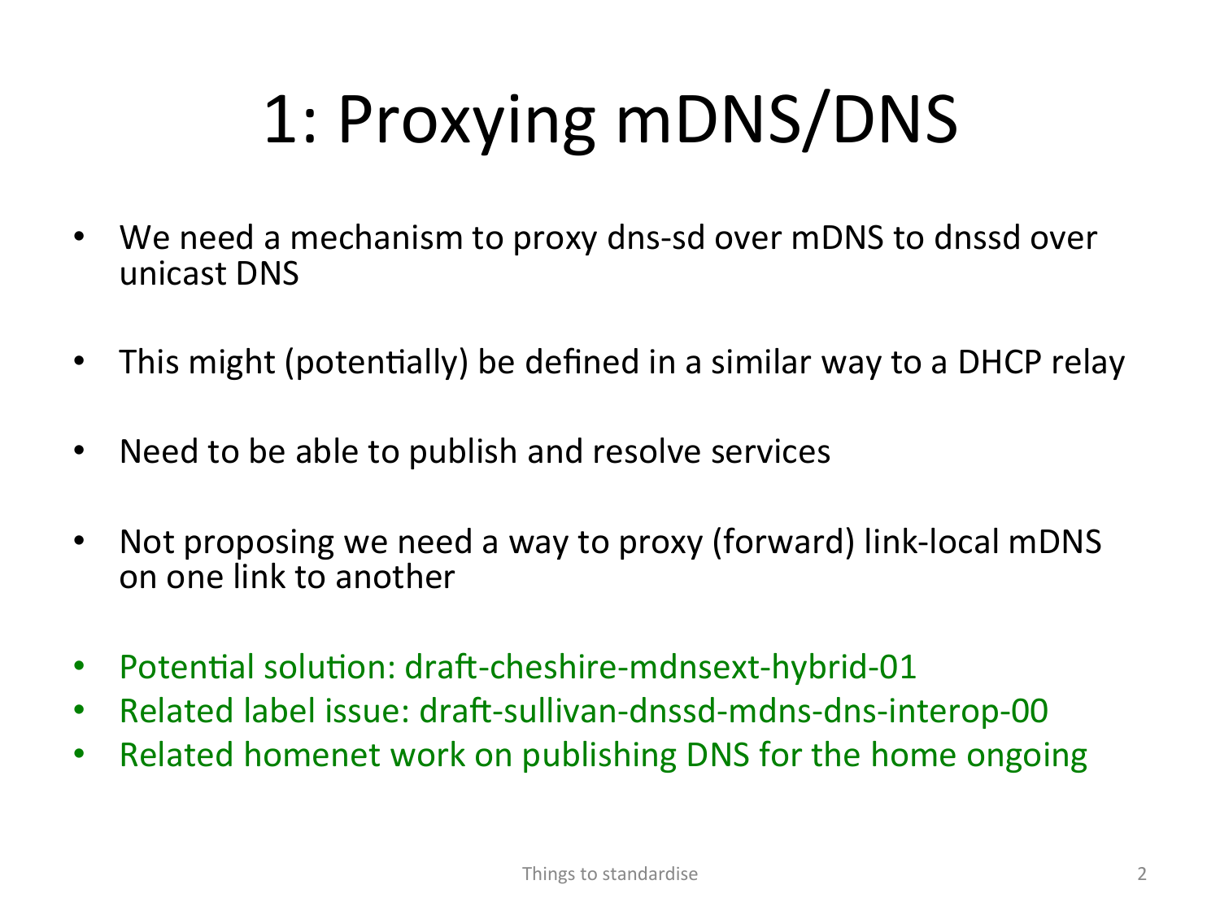# 1: Proxying mDNS/DNS

- We need a mechanism to proxy dns-sd over mDNS to dnssd over unicast DNS
- This might (potentially) be defined in a similar way to a DHCP relay
- Need to be able to publish and resolve services
- Not proposing we need a way to proxy (forward) link-local mDNS on one link to another
- Potential solution: draft-cheshire-mdnsext-hybrid-01
- Related label issue: draft-sullivan-dnssd-mdns-dns-interop-00
- Related homenet work on publishing DNS for the home ongoing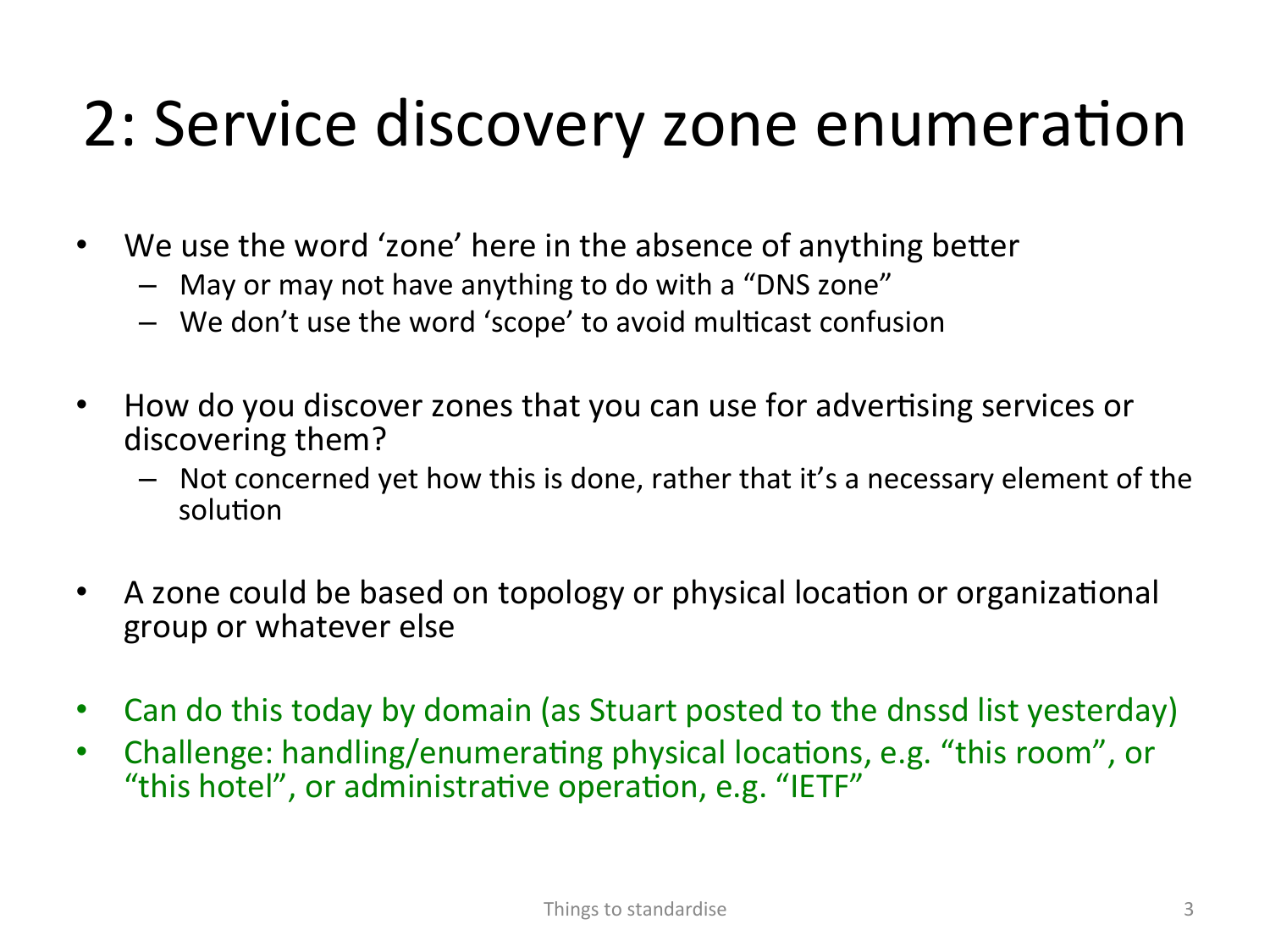# 2: Service discovery zone enumeration

- We use the word 'zone' here in the absence of anything better
  - May or may not have anything to do with a "DNS zone"
  - We don't use the word 'scope' to avoid multicast confusion

- How do you discover zones that you can use for advertising services or discovering them?
  - Not concerned yet how this is done, rather that it's a necessary element of the solution

- A zone could be based on topology or physical location or organizational group or whatever else

- Can do this today by domain (as Stuart posted to the dnssd list yesterday)
- Challenge: handling/enumerating physical locations, e.g. "this room", or "this hotel", or administrative operation, e.g. "IETF"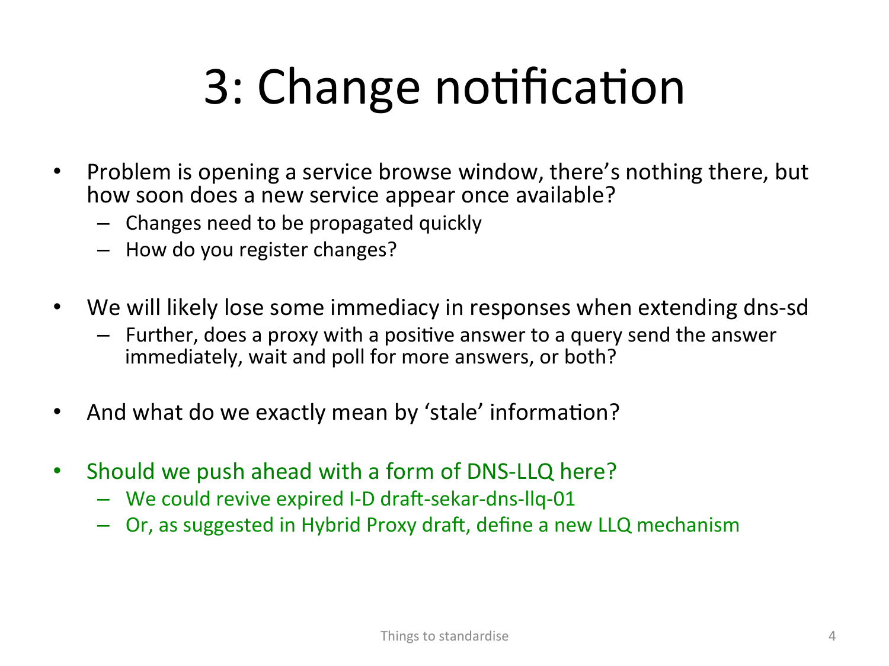# 3: Change notification

- Problem is opening a service browse window, there's nothing there, but how soon does a new service appear once available?
  - Changes need to be propagated quickly
  - How do you register changes?
- We will likely lose some immediacy in responses when extending dns-sd
  - Further, does a proxy with a positive answer to a query send the answer immediately, wait and poll for more answers, or both?
- And what do we exactly mean by 'stale' information?
- Should we push ahead with a form of DNS-LLQ here?
  - We could revive expired I-D draft-sekar-dns-llq-01
  - Or, as suggested in Hybrid Proxy draft, define a new LLQ mechanism